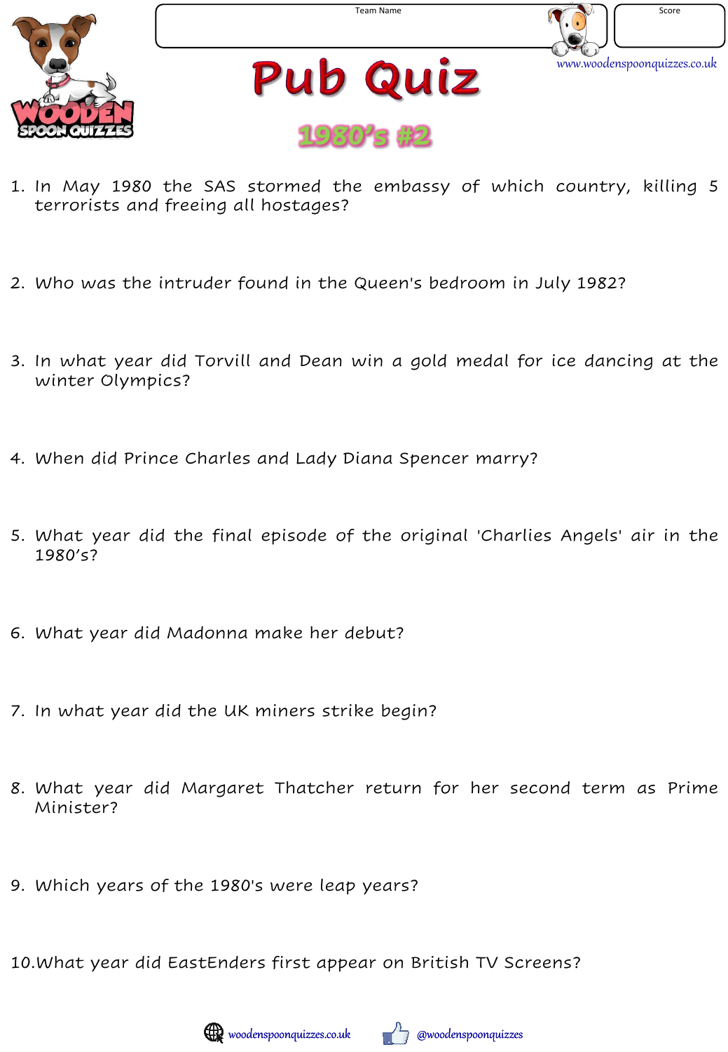Team Name

Score

www.woodenspoonquizzes.co.uk

# Pub Quiz

## 1980's #2

1. In May 1980 the SAS stormed the embassy of which country, killing 5 terrorists and freeing all hostages?

2. Who was the intruder found in the Queen's bedroom in July 1982?

3. In what year did Torvill and Dean win a gold medal for ice dancing at the winter Olympics?

4. When did Prince Charles and Lady Diana Spencer marry?

5. What year did the final episode of the original 'Charlies Angels' air in the 1980's?

6. What year did Madonna make her debut?

7. In what year did the UK miners strike begin?

8. What year did Margaret Thatcher return for her second term as Prime Minister?

9. Which years of the 1980's were leap years?

10. What year did EastEnders first appear on British TV Screens?

woodenspoonquizzes.co.uk @woodenspoonquizzes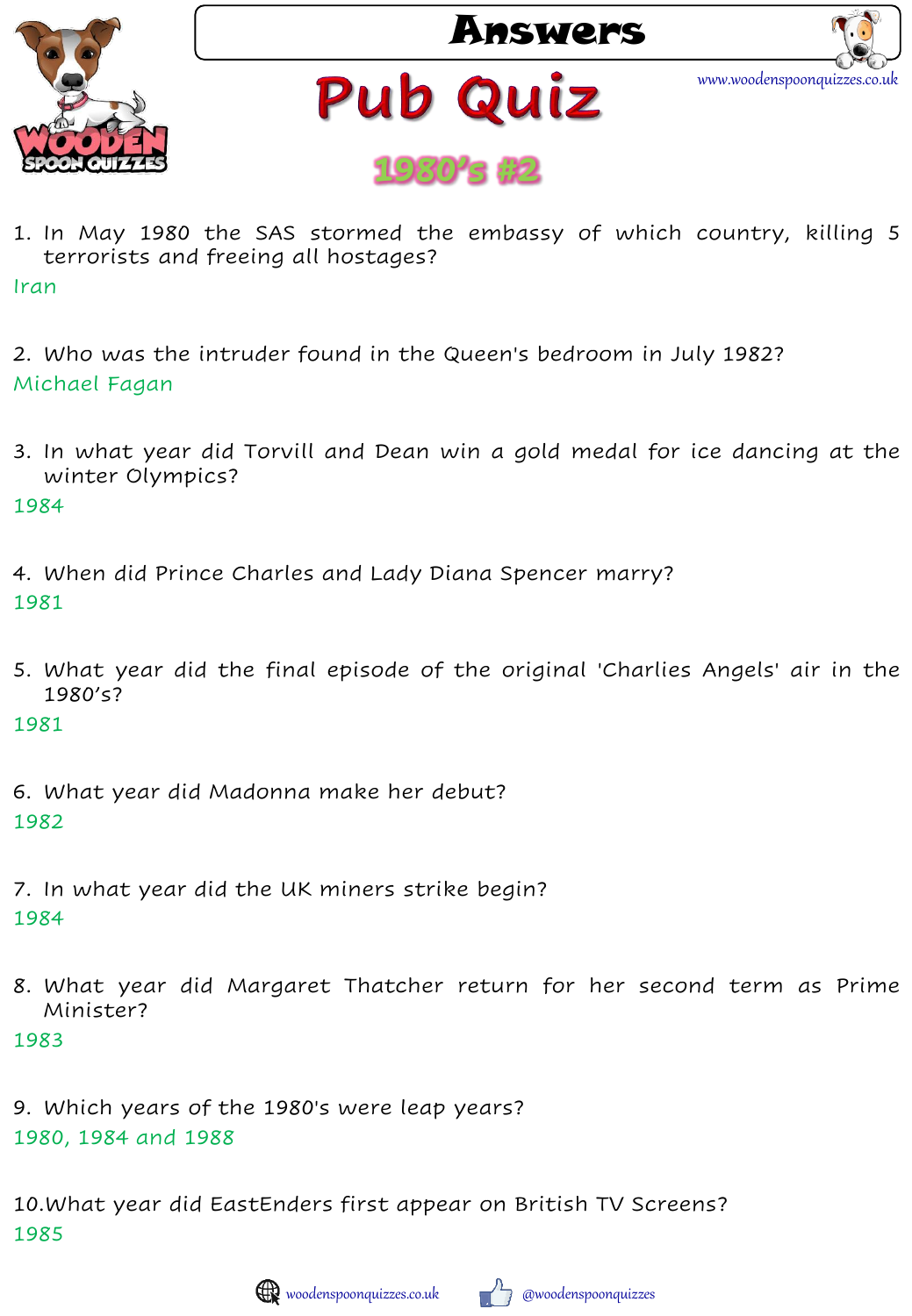# Answers

# Pub Quiz

## 1980's #2

www.woodenspoonquizzes.co.uk

1. In May 1980 the SAS stormed the embassy of which country, killing 5 terrorists and freeing all hostages?

Iran

2. Who was the intruder found in the Queen's bedroom in July 1982?

Michael Fagan

3. In what year did Torvill and Dean win a gold medal for ice dancing at the winter Olympics?

1984

4. When did Prince Charles and Lady Diana Spencer marry?

1981

5. What year did the final episode of the original 'Charlies Angels' air in the 1980's?

1981

6. What year did Madonna make her debut?

1982

7. In what year did the UK miners strike begin?

1984

8. What year did Margaret Thatcher return for her second term as Prime Minister?

1983

9. Which years of the 1980's were leap years?

1980, 1984 and 1988

10. What year did EastEnders first appear on British TV Screens?

1985

woodenspoonquizzes.co.uk @woodenspoonquizzes